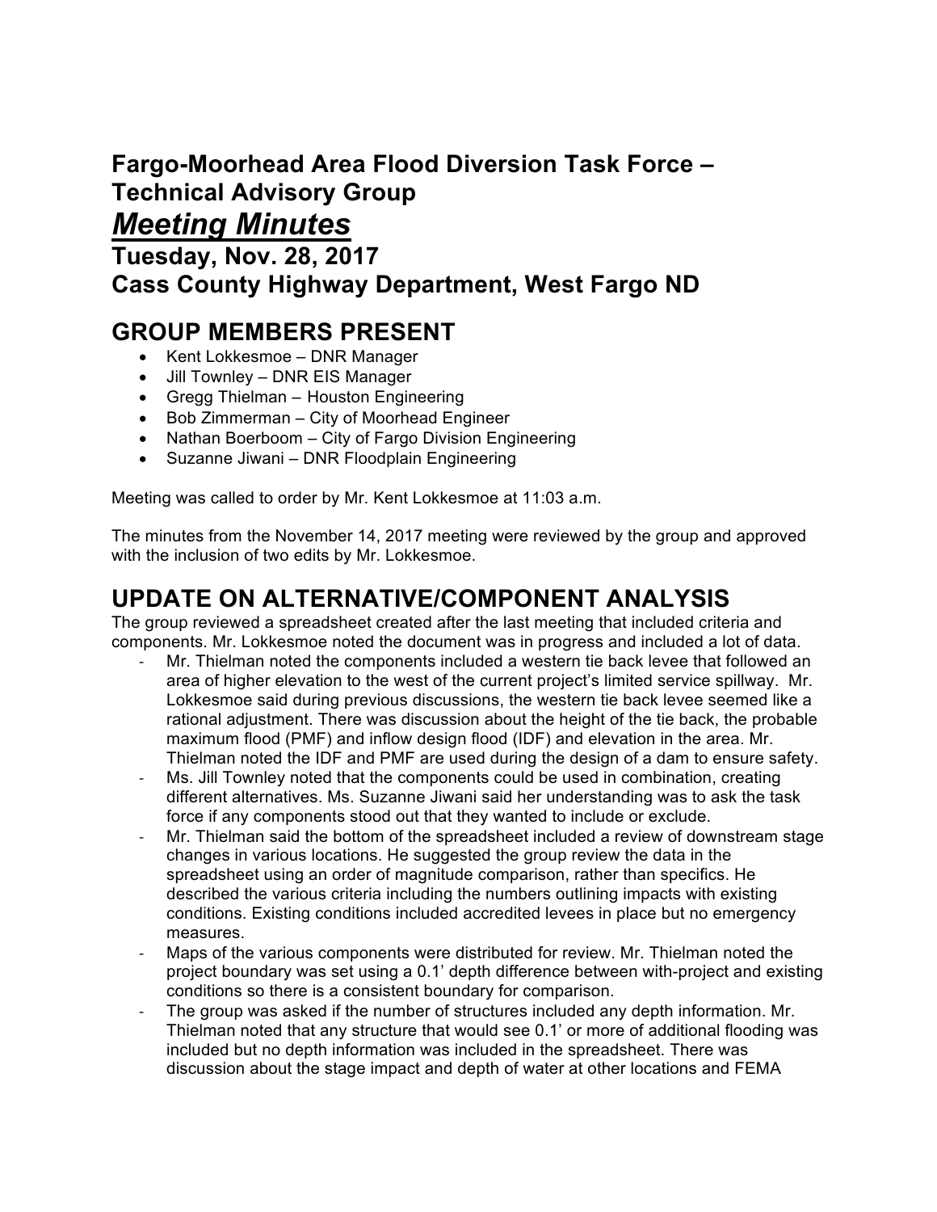# Fargo-Moorhead Area Flood Diversion Task Force – Technical Advisory Group

## *Meeting Minutes*

## Tuesday, Nov. 28, 2017

## Cass County Highway Department, West Fargo ND

## GROUP MEMBERS PRESENT

- Kent Lokkesmoe – DNR Manager
- Jill Townley – DNR EIS Manager
- Gregg Thielman – Houston Engineering
- Bob Zimmerman – City of Moorhead Engineer
- Nathan Boerboom – City of Fargo Division Engineering
- Suzanne Jiwani – DNR Floodplain Engineering

Meeting was called to order by Mr. Kent Lokkesmoe at 11:03 a.m.

The minutes from the November 14, 2017 meeting were reviewed by the group and approved with the inclusion of two edits by Mr. Lokkesmoe.

## UPDATE ON ALTERNATIVE/COMPONENT ANALYSIS

The group reviewed a spreadsheet created after the last meeting that included criteria and components. Mr. Lokkesmoe noted the document was in progress and included a lot of data.

- Mr. Thielman noted the components included a western tie back levee that followed an area of higher elevation to the west of the current project's limited service spillway. Mr. Lokkesmoe said during previous discussions, the western tie back levee seemed like a rational adjustment. There was discussion about the height of the tie back, the probable maximum flood (PMF) and inflow design flood (IDF) and elevation in the area. Mr. Thielman noted the IDF and PMF are used during the design of a dam to ensure safety.
- Ms. Jill Townley noted that the components could be used in combination, creating different alternatives. Ms. Suzanne Jiwani said her understanding was to ask the task force if any components stood out that they wanted to include or exclude.
- Mr. Thielman said the bottom of the spreadsheet included a review of downstream stage changes in various locations. He suggested the group review the data in the spreadsheet using an order of magnitude comparison, rather than specifics. He described the various criteria including the numbers outlining impacts with existing conditions. Existing conditions included accredited levees in place but no emergency measures.
- Maps of the various components were distributed for review. Mr. Thielman noted the project boundary was set using a 0.1' depth difference between with-project and existing conditions so there is a consistent boundary for comparison.
- The group was asked if the number of structures included any depth information. Mr. Thielman noted that any structure that would see 0.1' or more of additional flooding was included but no depth information was included in the spreadsheet. There was discussion about the stage impact and depth of water at other locations and FEMA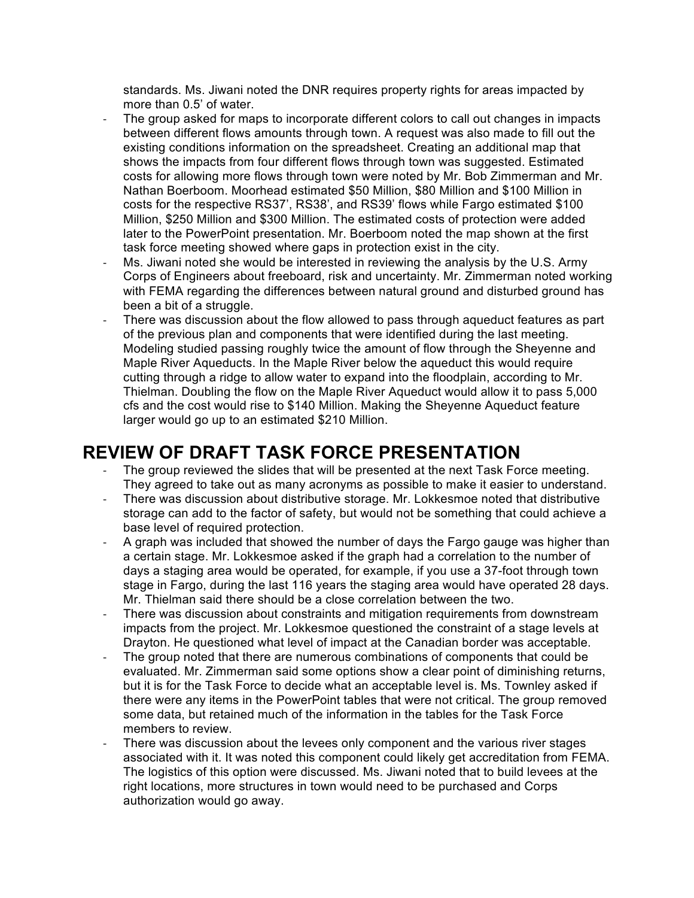standards. Ms. Jiwani noted the DNR requires property rights for areas impacted by more than 0.5' of water.

- The group asked for maps to incorporate different colors to call out changes in impacts between different flows amounts through town. A request was also made to fill out the existing conditions information on the spreadsheet. Creating an additional map that shows the impacts from four different flows through town was suggested. Estimated costs for allowing more flows through town were noted by Mr. Bob Zimmerman and Mr. Nathan Boerboom. Moorhead estimated $50 Million, $80 Million and $100 Million in costs for the respective RS37', RS38', and RS39' flows while Fargo estimated $100 Million, $250 Million and $300 Million. The estimated costs of protection were added later to the PowerPoint presentation. Mr. Boerboom noted the map shown at the first task force meeting showed where gaps in protection exist in the city.
- Ms. Jiwani noted she would be interested in reviewing the analysis by the U.S. Army Corps of Engineers about freeboard, risk and uncertainty. Mr. Zimmerman noted working with FEMA regarding the differences between natural ground and disturbed ground has been a bit of a struggle.
- There was discussion about the flow allowed to pass through aqueduct features as part of the previous plan and components that were identified during the last meeting. Modeling studied passing roughly twice the amount of flow through the Sheyenne and Maple River Aqueducts. In the Maple River below the aqueduct this would require cutting through a ridge to allow water to expand into the floodplain, according to Mr. Thielman. Doubling the flow on the Maple River Aqueduct would allow it to pass 5,000 cfs and the cost would rise to $140 Million. Making the Sheyenne Aqueduct feature larger would go up to an estimated $210 Million.

## REVIEW OF DRAFT TASK FORCE PRESENTATION

- The group reviewed the slides that will be presented at the next Task Force meeting. They agreed to take out as many acronyms as possible to make it easier to understand.
- There was discussion about distributive storage. Mr. Lokkesmoe noted that distributive storage can add to the factor of safety, but would not be something that could achieve a base level of required protection.
- A graph was included that showed the number of days the Fargo gauge was higher than a certain stage. Mr. Lokkesmoe asked if the graph had a correlation to the number of days a staging area would be operated, for example, if you use a 37-foot through town stage in Fargo, during the last 116 years the staging area would have operated 28 days. Mr. Thielman said there should be a close correlation between the two.
- There was discussion about constraints and mitigation requirements from downstream impacts from the project. Mr. Lokkesmoe questioned the constraint of a stage levels at Drayton. He questioned what level of impact at the Canadian border was acceptable.
- The group noted that there are numerous combinations of components that could be evaluated. Mr. Zimmerman said some options show a clear point of diminishing returns, but it is for the Task Force to decide what an acceptable level is. Ms. Townley asked if there were any items in the PowerPoint tables that were not critical. The group removed some data, but retained much of the information in the tables for the Task Force members to review.
- There was discussion about the levees only component and the various river stages associated with it. It was noted this component could likely get accreditation from FEMA. The logistics of this option were discussed. Ms. Jiwani noted that to build levees at the right locations, more structures in town would need to be purchased and Corps authorization would go away.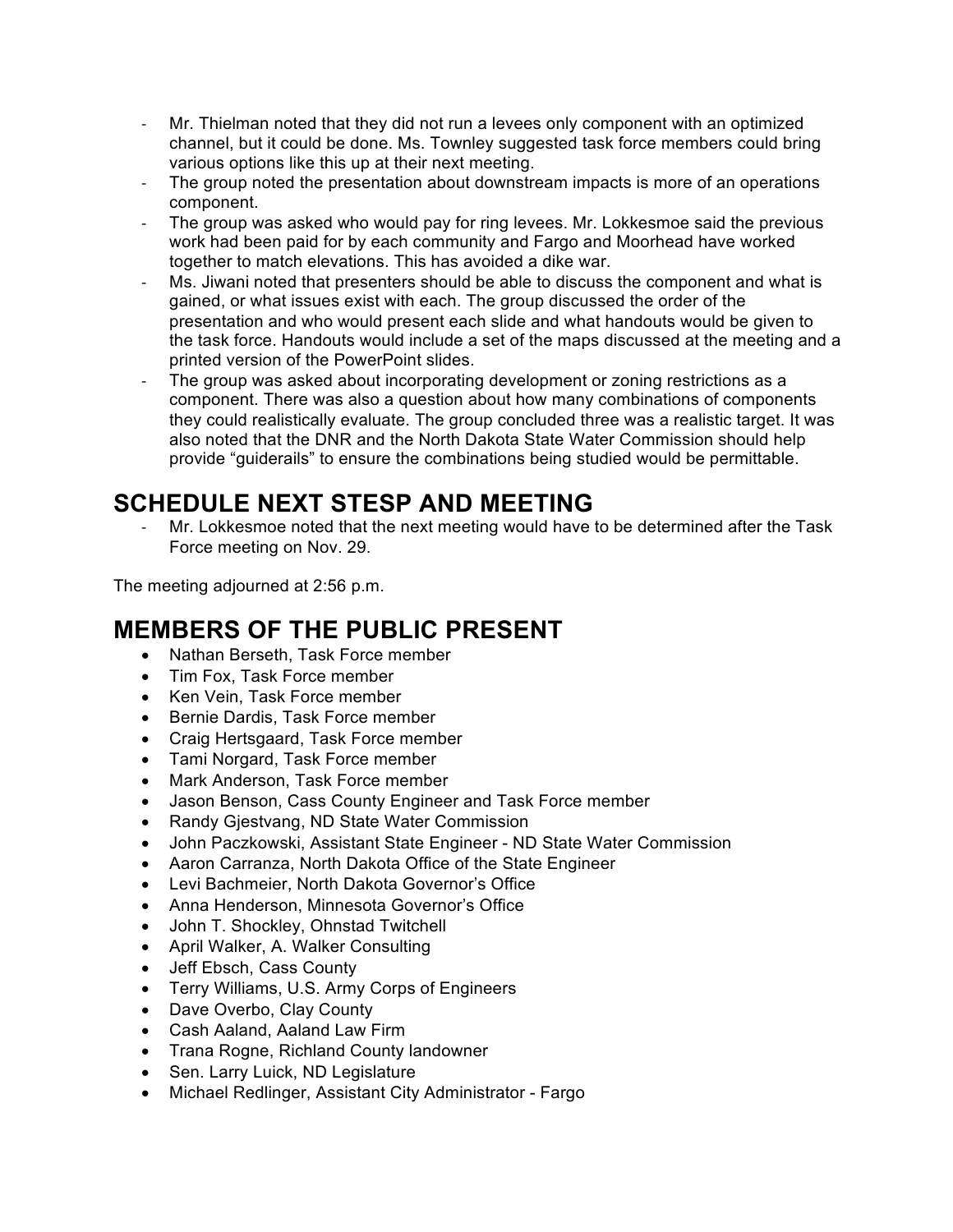- Mr. Thielman noted that they did not run a levees only component with an optimized channel, but it could be done. Ms. Townley suggested task force members could bring various options like this up at their next meeting.
- The group noted the presentation about downstream impacts is more of an operations component.
- The group was asked who would pay for ring levees. Mr. Lokkesmoe said the previous work had been paid for by each community and Fargo and Moorhead have worked together to match elevations. This has avoided a dike war.
- Ms. Jiwani noted that presenters should be able to discuss the component and what is gained, or what issues exist with each. The group discussed the order of the presentation and who would present each slide and what handouts would be given to the task force. Handouts would include a set of the maps discussed at the meeting and a printed version of the PowerPoint slides.
- The group was asked about incorporating development or zoning restrictions as a component. There was also a question about how many combinations of components they could realistically evaluate. The group concluded three was a realistic target. It was also noted that the DNR and the North Dakota State Water Commission should help provide "guiderails" to ensure the combinations being studied would be permittable.

# SCHEDULE NEXT STESP AND MEETING

- Mr. Lokkesmoe noted that the next meeting would have to be determined after the Task Force meeting on Nov. 29.

The meeting adjourned at 2:56 p.m.

# MEMBERS OF THE PUBLIC PRESENT

- Nathan Berseth, Task Force member
- Tim Fox, Task Force member
- Ken Vein, Task Force member
- Bernie Dardis, Task Force member
- Craig Hertsgaard, Task Force member
- Tami Norgard, Task Force member
- Mark Anderson, Task Force member
- Jason Benson, Cass County Engineer and Task Force member
- Randy Gjestvang, ND State Water Commission
- John Paczkowski, Assistant State Engineer - ND State Water Commission
- Aaron Carranza, North Dakota Office of the State Engineer
- Levi Bachmeier, North Dakota Governor's Office
- Anna Henderson, Minnesota Governor's Office
- John T. Shockley, Ohnstad Twitchell
- April Walker, A. Walker Consulting
- Jeff Ebsch, Cass County
- Terry Williams, U.S. Army Corps of Engineers
- Dave Overbo, Clay County
- Cash Aaland, Aaland Law Firm
- Trana Rogne, Richland County landowner
- Sen. Larry Luick, ND Legislature
- Michael Redlinger, Assistant City Administrator - Fargo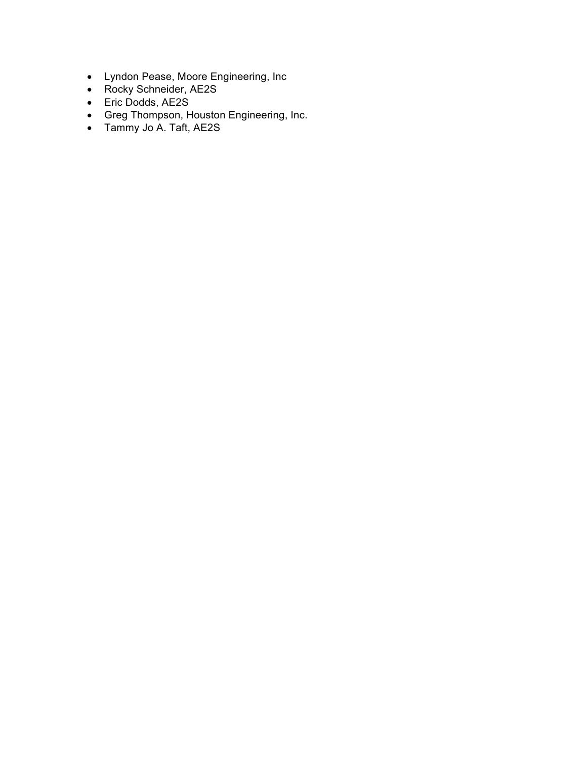- Lyndon Pease, Moore Engineering, Inc
- Rocky Schneider, AE2S
- Eric Dodds, AE2S
- Greg Thompson, Houston Engineering, Inc.
- Tammy Jo A. Taft, AE2S